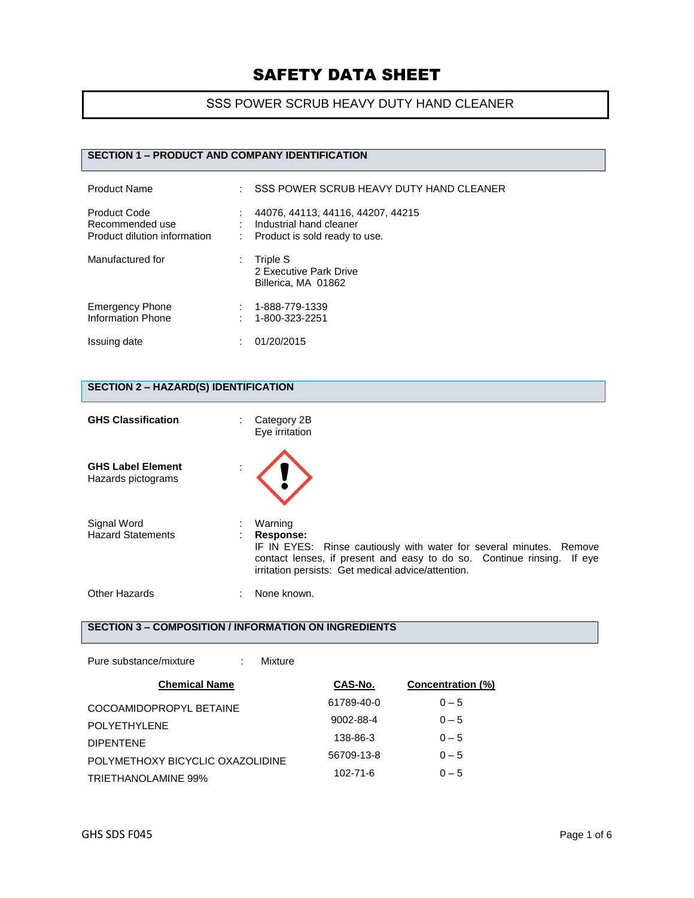# SAFETY DATA SHEET

## SSS POWER SCRUB HEAVY DUTY HAND CLEANER

## SECTION 1 – PRODUCT AND COMPANY IDENTIFICATION

| | | |
|---|---|---|
| Product Name | : | SSS POWER SCRUB HEAVY DUTY HAND CLEANER |
| Product Code | : | 44076, 44113, 44116, 44207, 44215 |
| Recommended use | : | Industrial hand cleaner |
| Product dilution information | : | Product is sold ready to use. |
| Manufactured for | : | Triple S<br>2 Executive Park Drive<br>Billerica, MA 01862 |
| Emergency Phone | : | 1-888-779-1339 |
| Information Phone | : | 1-800-323-2251 |
| Issuing date | : | 01/20/2015 |

## SECTION 2 – HAZARD(S) IDENTIFICATION

**GHS Classification** : Category 2B
Eye irritation

**GHS Label Element**
Hazards pictograms :

Signal Word : Warning

Hazard Statements : **Response:**
IF IN EYES: Rinse cautiously with water for several minutes. Remove contact lenses, if present and easy to do so. Continue rinsing. If eye irritation persists: Get medical advice/attention.

Other Hazards : None known.

## SECTION 3 – COMPOSITION / INFORMATION ON INGREDIENTS

Pure substance/mixture : Mixture

| Chemical Name | CAS-No. | Concentration (%) |
|---|---|---|
| COCOAMIDOPROPYL BETAINE | 61789-40-0 | 0 – 5 |
| POLYETHYLENE | 9002-88-4 | 0 – 5 |
| DIPENTENE | 138-86-3 | 0 – 5 |
| POLYMETHOXY BICYCLIC OXAZOLIDINE | 56709-13-8 | 0 – 5 |
| TRIETHANOLAMINE 99% | 102-71-6 | 0 – 5 |

GHS SDS F045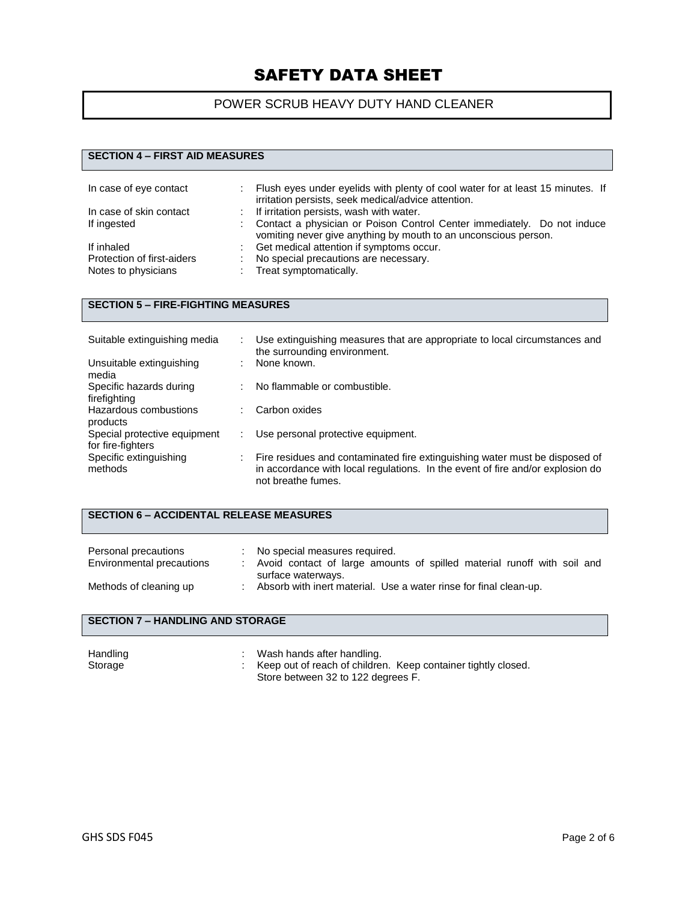# SAFETY DATA SHEET

## POWER SCRUB HEAVY DUTY HAND CLEANER

### SECTION 4 – FIRST AID MEASURES

| | |
|---|---|
| In case of eye contact | Flush eyes under eyelids with plenty of cool water for at least 15 minutes. If irritation persists, seek medical/advice attention. |
| In case of skin contact | If irritation persists, wash with water. |
| If ingested | Contact a physician or Poison Control Center immediately. Do not induce vomiting never give anything by mouth to an unconscious person. |
| If inhaled | Get medical attention if symptoms occur. |
| Protection of first-aiders | No special precautions are necessary. |
| Notes to physicians | Treat symptomatically. |

### SECTION 5 – FIRE-FIGHTING MEASURES

| | |
|---|---|
| Suitable extinguishing media | Use extinguishing measures that are appropriate to local circumstances and the surrounding environment. |
| Unsuitable extinguishing media | None known. |
| Specific hazards during firefighting | No flammable or combustible. |
| Hazardous combustions products | Carbon oxides |
| Special protective equipment for fire-fighters | Use personal protective equipment. |
| Specific extinguishing methods | Fire residues and contaminated fire extinguishing water must be disposed of in accordance with local regulations. In the event of fire and/or explosion do not breathe fumes. |

### SECTION 6 – ACCIDENTAL RELEASE MEASURES

| | |
|---|---|
| Personal precautions | No special measures required. |
| Environmental precautions | Avoid contact of large amounts of spilled material runoff with soil and surface waterways. |
| Methods of cleaning up | Absorb with inert material. Use a water rinse for final clean-up. |

### SECTION 7 – HANDLING AND STORAGE

| | |
|---|---|
| Handling | Wash hands after handling. |
| Storage | Keep out of reach of children. Keep container tightly closed. Store between 32 to 122 degrees F. |

GHS SDS F045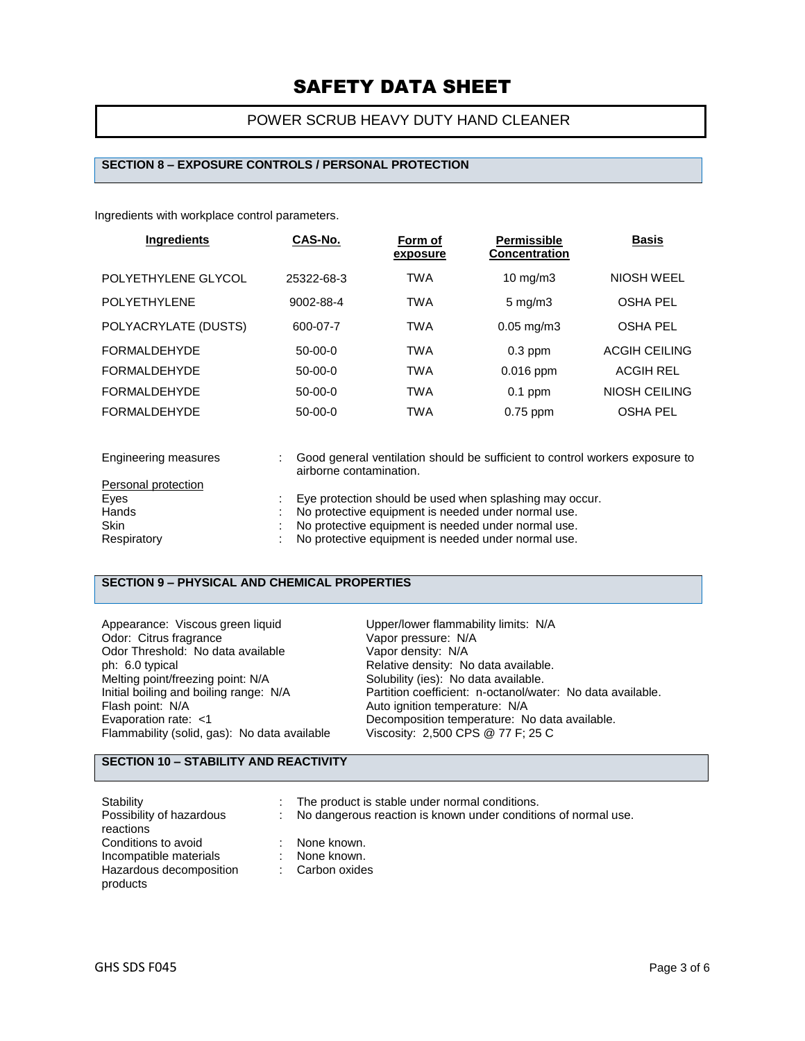# SAFETY DATA SHEET

## POWER SCRUB HEAVY DUTY HAND CLEANER

### SECTION 8 – EXPOSURE CONTROLS / PERSONAL PROTECTION

Ingredients with workplace control parameters.

| Ingredients | CAS-No. | Form of exposure | Permissible Concentration | Basis |
|---|---|---|---|---|
| POLYETHYLENE GLYCOL | 25322-68-3 | TWA | 10 mg/m3 | NIOSH WEEL |
| POLYETHYLENE | 9002-88-4 | TWA | 5 mg/m3 | OSHA PEL |
| POLYACRYLATE (DUSTS) | 600-07-7 | TWA | 0.05 mg/m3 | OSHA PEL |
| FORMALDEHYDE | 50-00-0 | TWA | 0.3 ppm | ACGIH CEILING |
| FORMALDEHYDE | 50-00-0 | TWA | 0.016 ppm | ACGIH REL |
| FORMALDEHYDE | 50-00-0 | TWA | 0.1 ppm | NIOSH CEILING |
| FORMALDEHYDE | 50-00-0 | TWA | 0.75 ppm | OSHA PEL |

Engineering measures : Good general ventilation should be sufficient to control workers exposure to airborne contamination.

Personal protection

- Eyes : Eye protection should be used when splashing may occur.
- Hands : No protective equipment is needed under normal use.
- Skin : No protective equipment is needed under normal use.
- Respiratory : No protective equipment is needed under normal use.

### SECTION 9 – PHYSICAL AND CHEMICAL PROPERTIES

Appearance: Viscous green liquid
Odor: Citrus fragrance
Odor Threshold: No data available
ph: 6.0 typical
Melting point/freezing point: N/A
Initial boiling and boiling range: N/A
Flash point: N/A
Evaporation rate: <1
Flammability (solid, gas): No data available
Upper/lower flammability limits: N/A
Vapor pressure: N/A
Vapor density: N/A
Relative density: No data available.
Solubility (ies): No data available.
Partition coefficient: n-octanol/water: No data available.
Auto ignition temperature: N/A
Decomposition temperature: No data available.
Viscosity: 2,500 CPS @ 77 F; 25 C

### SECTION 10 – STABILITY AND REACTIVITY

- Stability : The product is stable under normal conditions.
- Possibility of hazardous reactions : No dangerous reaction is known under conditions of normal use.
- Conditions to avoid : None known.
- Incompatible materials : None known.
- Hazardous decomposition products : Carbon oxides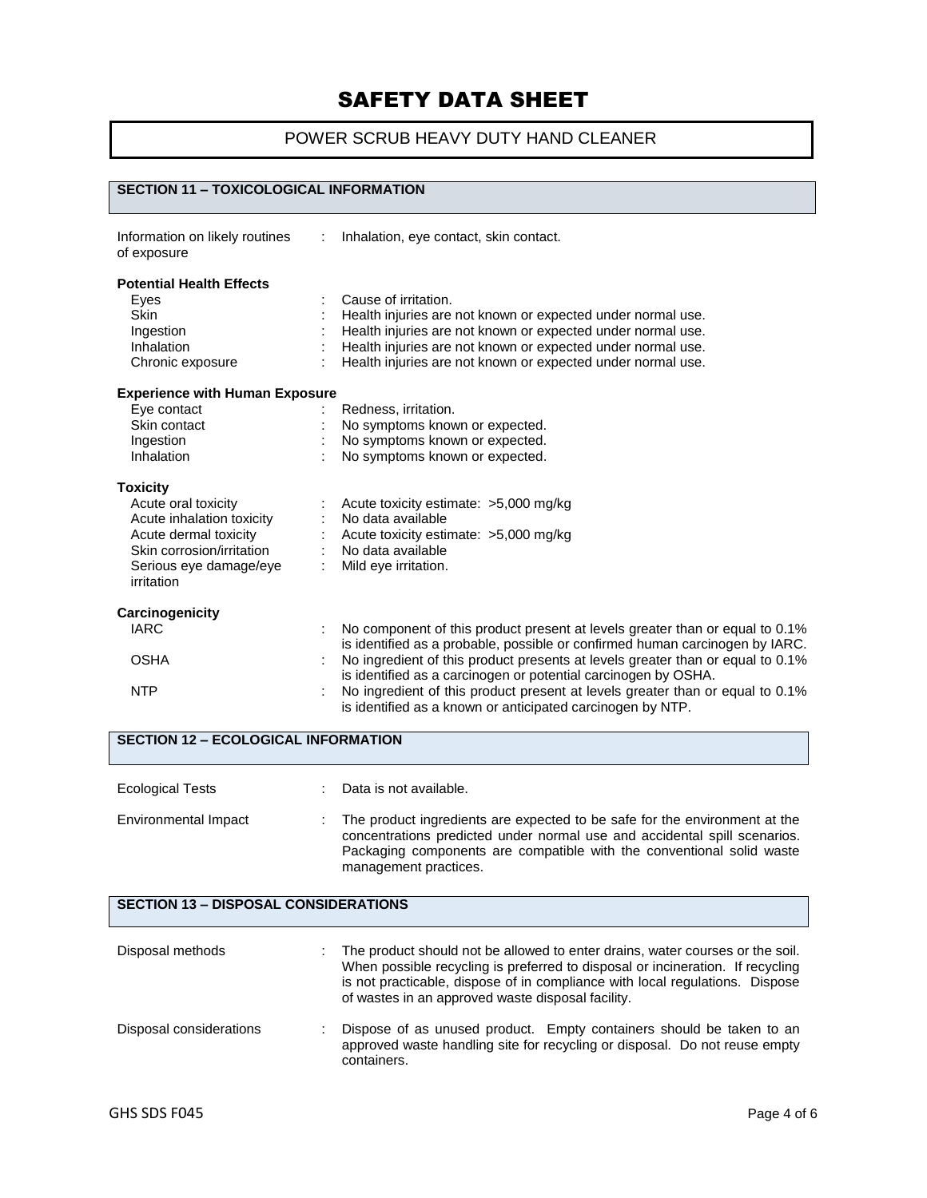// SAFETY DATA SHEET

POWER SCRUB HEAVY DUTY HAND CLEANER

## SECTION 11 – TOXICOLOGICAL INFORMATION

Information on likely routines of exposure : Inhalation, eye contact, skin contact.

**Potential Health Effects**

| | | |
|---|---|---|
| Eyes | : | Cause of irritation. |
| Skin | : | Health injuries are not known or expected under normal use. |
| Ingestion | : | Health injuries are not known or expected under normal use. |
| Inhalation | : | Health injuries are not known or expected under normal use. |
| Chronic exposure | : | Health injuries are not known or expected under normal use. |

**Experience with Human Exposure**

| | | |
|---|---|---|
| Eye contact | : | Redness, irritation. |
| Skin contact | : | No symptoms known or expected. |
| Ingestion | : | No symptoms known or expected. |
| Inhalation | : | No symptoms known or expected. |

**Toxicity**

| | | |
|---|---|---|
| Acute oral toxicity | : | Acute toxicity estimate: >5,000 mg/kg |
| Acute inhalation toxicity | : | No data available |
| Acute dermal toxicity | : | Acute toxicity estimate: >5,000 mg/kg |
| Skin corrosion/irritation | : | No data available |
| Serious eye damage/eye irritation | : | Mild eye irritation. |

**Carcinogenicity**

| | | |
|---|---|---|
| IARC | : | No component of this product present at levels greater than or equal to 0.1% is identified as a probable, possible or confirmed human carcinogen by IARC. |
| OSHA | : | No ingredient of this product presents at levels greater than or equal to 0.1% is identified as a carcinogen or potential carcinogen by OSHA. |
| NTP | : | No ingredient of this product present at levels greater than or equal to 0.1% is identified as a known or anticipated carcinogen by NTP. |

## SECTION 12 – ECOLOGICAL INFORMATION

| | | |
|---|---|---|
| Ecological Tests | : | Data is not available. |
| Environmental Impact | : | The product ingredients are expected to be safe for the environment at the concentrations predicted under normal use and accidental spill scenarios. Packaging components are compatible with the conventional solid waste management practices. |

## SECTION 13 – DISPOSAL CONSIDERATIONS

| | | |
|---|---|---|
| Disposal methods | : | The product should not be allowed to enter drains, water courses or the soil. When possible recycling is preferred to disposal or incineration. If recycling is not practicable, dispose of in compliance with local regulations. Dispose of wastes in an approved waste disposal facility. |
| Disposal considerations | : | Dispose of as unused product. Empty containers should be taken to an approved waste handling site for recycling or disposal. Do not reuse empty containers. |

GHS SDS F045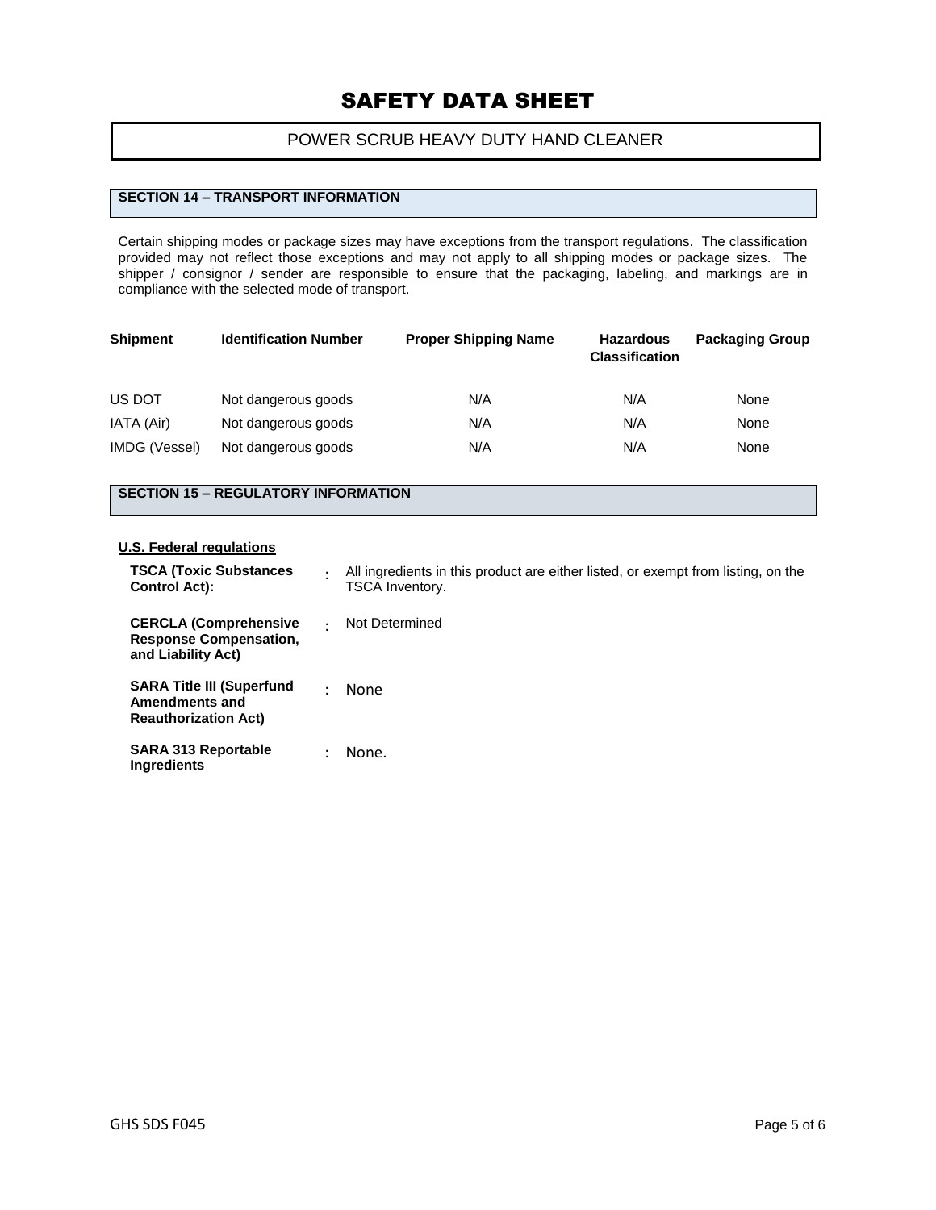# SAFETY DATA SHEET

POWER SCRUB HEAVY DUTY HAND CLEANER

## SECTION 14 – TRANSPORT INFORMATION

Certain shipping modes or package sizes may have exceptions from the transport regulations. The classification provided may not reflect those exceptions and may not apply to all shipping modes or package sizes. The shipper / consignor / sender are responsible to ensure that the packaging, labeling, and markings are in compliance with the selected mode of transport.

| Shipment | Identification Number | Proper Shipping Name | Hazardous Classification | Packaging Group |
|---|---|---|---|---|
| US DOT | Not dangerous goods | N/A | N/A | None |
| IATA (Air) | Not dangerous goods | N/A | N/A | None |
| IMDG (Vessel) | Not dangerous goods | N/A | N/A | None |

## SECTION 15 – REGULATORY INFORMATION

**U.S. Federal regulations**

**TSCA (Toxic Substances Control Act):** : All ingredients in this product are either listed, or exempt from listing, on the TSCA Inventory.

**CERCLA (Comprehensive Response Compensation, and Liability Act)** : Not Determined

**SARA Title III (Superfund Amendments and Reauthorization Act)** : None

**SARA 313 Reportable Ingredients** : None.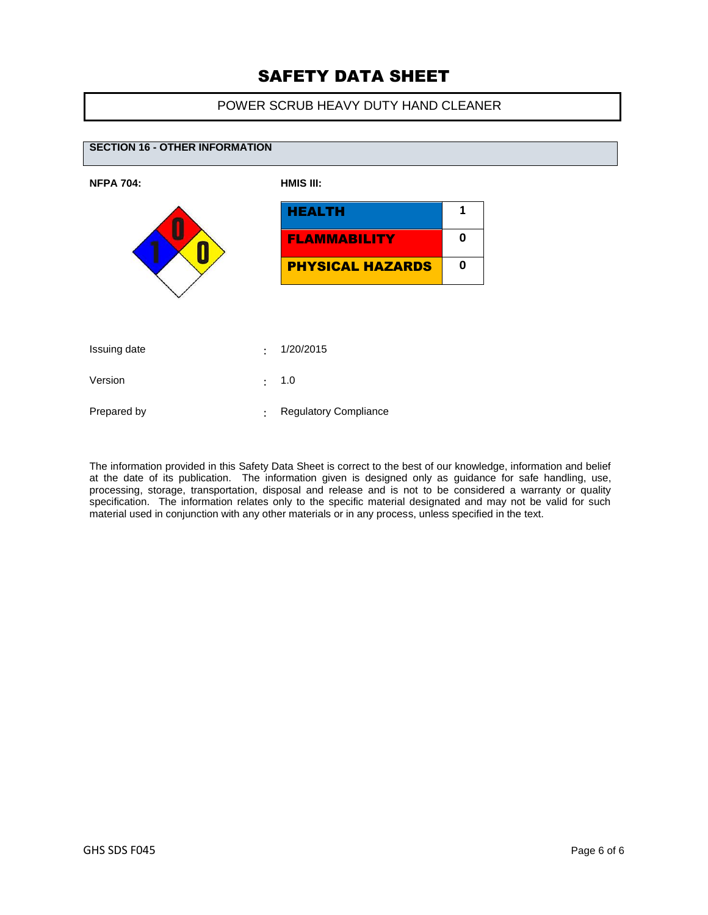# SAFETY DATA SHEET

POWER SCRUB HEAVY DUTY HAND CLEANER

## SECTION 16 - OTHER INFORMATION

**NFPA 704:**

0

1 0

**HMIS III:**

| | |
|---|---|
| **HEALTH** | **1** |
| **FLAMMABILITY** | **0** |
| **PHYSICAL HAZARDS** | **0** |

Issuing date : 1/20/2015

Version : 1.0

Prepared by : Regulatory Compliance

The information provided in this Safety Data Sheet is correct to the best of our knowledge, information and belief at the date of its publication. The information given is designed only as guidance for safe handling, use, processing, storage, transportation, disposal and release and is not to be considered a warranty or quality specification. The information relates only to the specific material designated and may not be valid for such material used in conjunction with any other materials or in any process, unless specified in the text.

GHS SDS F045